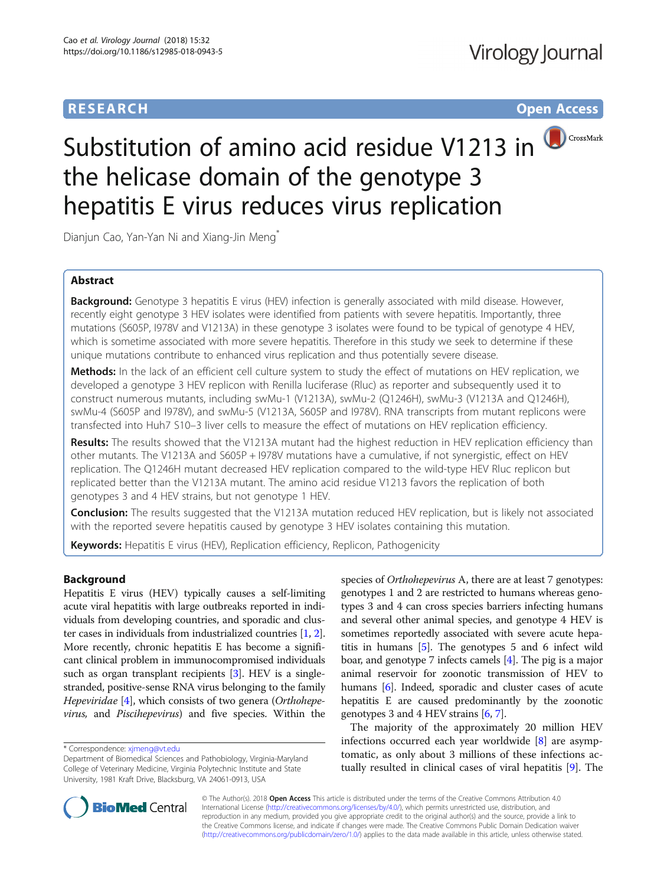RESEARCH Open Access

# Substitution of amino acid residue V1213 in the helicase domain of the genotype 3 hepatitis E virus reduces virus replication

Dianjun Cao, Yan-Yan Ni and Xiang-Jin Meng*

## Abstract

**Background:** Genotype 3 hepatitis E virus (HEV) infection is generally associated with mild disease. However, recently eight genotype 3 HEV isolates were identified from patients with severe hepatitis. Importantly, three mutations (S605P, I978V and V1213A) in these genotype 3 isolates were found to be typical of genotype 4 HEV, which is sometime associated with more severe hepatitis. Therefore in this study we seek to determine if these unique mutations contribute to enhanced virus replication and thus potentially severe disease.

**Methods:** In the lack of an efficient cell culture system to study the effect of mutations on HEV replication, we developed a genotype 3 HEV replicon with Renilla luciferase (Rluc) as reporter and subsequently used it to construct numerous mutants, including swMu-1 (V1213A), swMu-2 (Q1246H), swMu-3 (V1213A and Q1246H), swMu-4 (S605P and I978V), and swMu-5 (V1213A, S605P and I978V). RNA transcripts from mutant replicons were transfected into Huh7 S10–3 liver cells to measure the effect of mutations on HEV replication efficiency.

**Results:** The results showed that the V1213A mutant had the highest reduction in HEV replication efficiency than other mutants. The V1213A and S605P + I978V mutations have a cumulative, if not synergistic, effect on HEV replication. The Q1246H mutant decreased HEV replication compared to the wild-type HEV Rluc replicon but replicated better than the V1213A mutant. The amino acid residue V1213 favors the replication of both genotypes 3 and 4 HEV strains, but not genotype 1 HEV.

**Conclusion:** The results suggested that the V1213A mutation reduced HEV replication, but is likely not associated with the reported severe hepatitis caused by genotype 3 HEV isolates containing this mutation.

**Keywords:** Hepatitis E virus (HEV), Replication efficiency, Replicon, Pathogenicity

## Background

Hepatitis E virus (HEV) typically causes a self-limiting acute viral hepatitis with large outbreaks reported in individuals from developing countries, and sporadic and cluster cases in individuals from industrialized countries [1, 2]. More recently, chronic hepatitis E has become a significant clinical problem in immunocompromised individuals such as organ transplant recipients [3]. HEV is a single-stranded, positive-sense RNA virus belonging to the family *Hepeviridae* [4], which consists of two genera (*Orthohepevirus,* and *Piscihepevirus*) and five species. Within the species of *Orthohepevirus* A, there are at least 7 genotypes: genotypes 1 and 2 are restricted to humans whereas genotypes 3 and 4 can cross species barriers infecting humans and several other animal species, and genotype 4 HEV is sometimes reportedly associated with severe acute hepatitis in humans [5]. The genotypes 5 and 6 infect wild boar, and genotype 7 infects camels [4]. The pig is a major animal reservoir for zoonotic transmission of HEV to humans [6]. Indeed, sporadic and cluster cases of acute hepatitis E are caused predominantly by the zoonotic genotypes 3 and 4 HEV strains [6, 7].

The majority of the approximately 20 million HEV infections occurred each year worldwide [8] are asymptomatic, as only about 3 millions of these infections actually resulted in clinical cases of viral hepatitis [9]. The

* Correspondence: xjmeng@vt.edu
Department of Biomedical Sciences and Pathobiology, Virginia-Maryland College of Veterinary Medicine, Virginia Polytechnic Institute and State University, 1981 Kraft Drive, Blacksburg, VA 24061-0913, USA

© The Author(s). 2018 **Open Access** This article is distributed under the terms of the Creative Commons Attribution 4.0 International License (http://creativecommons.org/licenses/by/4.0/), which permits unrestricted use, distribution, and reproduction in any medium, provided you give appropriate credit to the original author(s) and the source, provide a link to the Creative Commons license, and indicate if changes were made. The Creative Commons Public Domain Dedication waiver (http://creativecommons.org/publicdomain/zero/1.0/) applies to the data made available in this article, unless otherwise stated.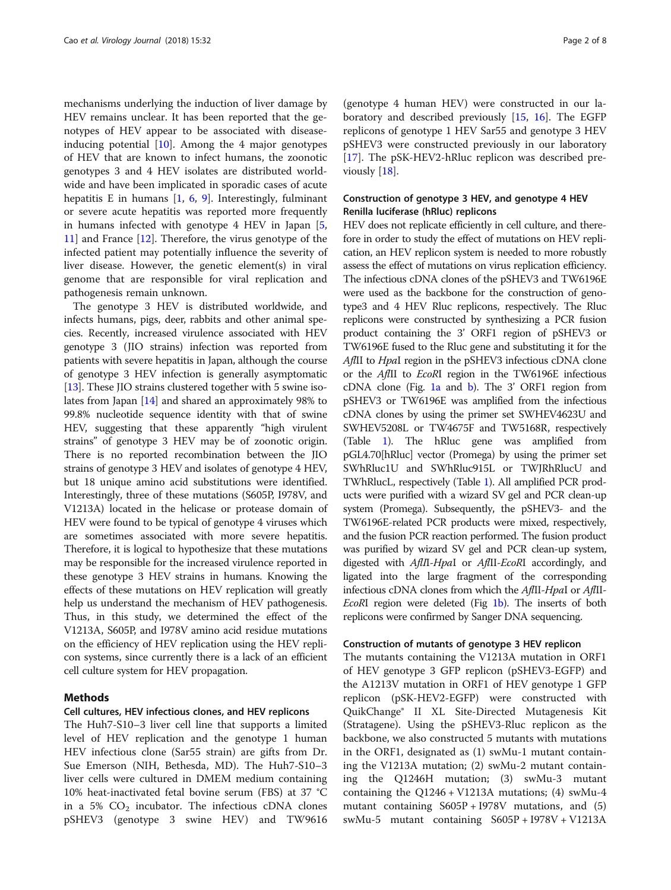mechanisms underlying the induction of liver damage by HEV remains unclear. It has been reported that the genotypes of HEV appear to be associated with disease-inducing potential [10]. Among the 4 major genotypes of HEV that are known to infect humans, the zoonotic genotypes 3 and 4 HEV isolates are distributed worldwide and have been implicated in sporadic cases of acute hepatitis E in humans [1, 6, 9]. Interestingly, fulminant or severe acute hepatitis was reported more frequently in humans infected with genotype 4 HEV in Japan [5, 11] and France [12]. Therefore, the virus genotype of the infected patient may potentially influence the severity of liver disease. However, the genetic element(s) in viral genome that are responsible for viral replication and pathogenesis remain unknown.

The genotype 3 HEV is distributed worldwide, and infects humans, pigs, deer, rabbits and other animal species. Recently, increased virulence associated with HEV genotype 3 (JIO strains) infection was reported from patients with severe hepatitis in Japan, although the course of genotype 3 HEV infection is generally asymptomatic [13]. These JIO strains clustered together with 5 swine isolates from Japan [14] and shared an approximately 98% to 99.8% nucleotide sequence identity with that of swine HEV, suggesting that these apparently "high virulent strains" of genotype 3 HEV may be of zoonotic origin. There is no reported recombination between the JIO strains of genotype 3 HEV and isolates of genotype 4 HEV, but 18 unique amino acid substitutions were identified. Interestingly, three of these mutations (S605P, I978V, and V1213A) located in the helicase or protease domain of HEV were found to be typical of genotype 4 viruses which are sometimes associated with more severe hepatitis. Therefore, it is logical to hypothesize that these mutations may be responsible for the increased virulence reported in these genotype 3 HEV strains in humans. Knowing the effects of these mutations on HEV replication will greatly help us understand the mechanism of HEV pathogenesis. Thus, in this study, we determined the effect of the V1213A, S605P, and I978V amino acid residue mutations on the efficiency of HEV replication using the HEV replicon systems, since currently there is a lack of an efficient cell culture system for HEV propagation.

## Methods

### Cell cultures, HEV infectious clones, and HEV replicons

The Huh7-S10–3 liver cell line that supports a limited level of HEV replication and the genotype 1 human HEV infectious clone (Sar55 strain) are gifts from Dr. Sue Emerson (NIH, Bethesda, MD). The Huh7-S10–3 liver cells were cultured in DMEM medium containing 10% heat-inactivated fetal bovine serum (FBS) at 37 °C in a 5% $CO_2$ incubator. The infectious cDNA clones pSHEV3 (genotype 3 swine HEV) and TW9616 (genotype 4 human HEV) were constructed in our laboratory and described previously [15, 16]. The EGFP replicons of genotype 1 HEV Sar55 and genotype 3 HEV pSHEV3 were constructed previously in our laboratory [17]. The pSK-HEV2-hRluc replicon was described previously [18].

### Construction of genotype 3 HEV, and genotype 4 HEV Renilla luciferase (hRluc) replicons

HEV does not replicate efficiently in cell culture, and therefore in order to study the effect of mutations on HEV replication, an HEV replicon system is needed to more robustly assess the effect of mutations on virus replication efficiency. The infectious cDNA clones of the pSHEV3 and TW6196E were used as the backbone for the construction of genotype3 and 4 HEV Rluc replicons, respectively. The Rluc replicons were constructed by synthesizing a PCR fusion product containing the 3' ORF1 region of pSHEV3 or TW6196E fused to the Rluc gene and substituting it for the *Afl*II to *Hpa*I region in the pSHEV3 infectious cDNA clone or the *Afl*II to *EcoR*I region in the TW6196E infectious cDNA clone (Fig. 1a and b). The 3' ORF1 region from pSHEV3 or TW6196E was amplified from the infectious cDNA clones by using the primer set SWHEV4623U and SWHEV5208L or TW4675F and TW5168R, respectively (Table 1). The hRluc gene was amplified from pGL4.70[hRluc] vector (Promega) by using the primer set SWhRluc1U and SWhRluc915L or TWJRhRlucU and TWhRlucL, respectively (Table 1). All amplified PCR products were purified with a wizard SV gel and PCR clean-up system (Promega). Subsequently, the pSHEV3- and the TW6196E-related PCR products were mixed, respectively, and the fusion PCR reaction performed. The fusion product was purified by wizard SV gel and PCR clean-up system, digested with *Afl*II-*Hpa*I or *Afl*II-*EcoR*I accordingly, and ligated into the large fragment of the corresponding infectious cDNA clones from which the *Afl*II-*Hpa*I or *Afl*II-*EcoR*I region were deleted (Fig 1b). The inserts of both replicons were confirmed by Sanger DNA sequencing.

### Construction of mutants of genotype 3 HEV replicon

The mutants containing the V1213A mutation in ORF1 of HEV genotype 3 GFP replicon (pSHEV3-EGFP) and the A1213V mutation in ORF1 of HEV genotype 1 GFP replicon (pSK-HEV2-EGFP) were constructed with QuikChange® II XL Site-Directed Mutagenesis Kit (Stratagene). Using the pSHEV3-Rluc replicon as the backbone, we also constructed 5 mutants with mutations in the ORF1, designated as (1) swMu-1 mutant containing the V1213A mutation; (2) swMu-2 mutant containing the Q1246H mutation; (3) swMu-3 mutant containing the Q1246 + V1213A mutations; (4) swMu-4 mutant containing S605P + I978V mutations, and (5) swMu-5 mutant containing S605P + I978V + V1213A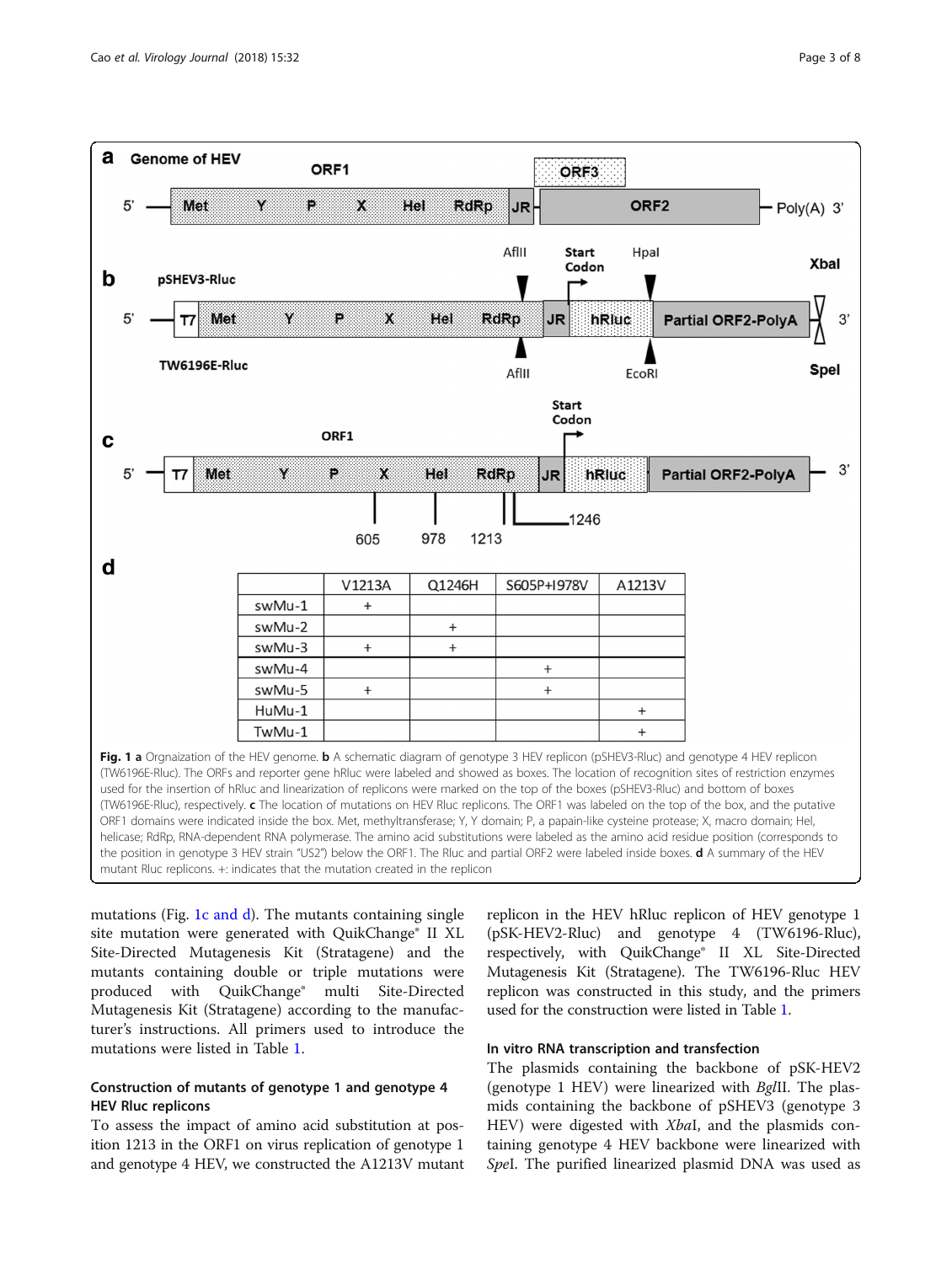**a** Genome of HEV

**b** pSHEV3-Rluc / TW6196E-Rluc

**c**

**d**

| | V1213A | Q1246H | S605P+I978V | A1213V |
|---|---|---|---|---|
| swMu-1 | + | | | |
| swMu-2 | | + | | |
| swMu-3 | + | + | | |
| swMu-4 | | | + | |
| swMu-5 | + | | + | |
| HuMu-1 | | | | + |
| TwMu-1 | | | | + |

**Fig. 1 a** Orgnaization of the HEV genome. **b** A schematic diagram of genotype 3 HEV replicon (pSHEV3-Rluc) and genotype 4 HEV replicon (TW6196E-Rluc). The ORFs and reporter gene hRluc were labeled and showed as boxes. The location of recognition sites of restriction enzymes used for the insertion of hRluc and linearization of replicons were marked on the top of the boxes (pSHEV3-Rluc) and bottom of boxes (TW6196E-Rluc), respectively. **c** The location of mutations on HEV Rluc replicons. The ORF1 was labeled on the top of the box, and the putative ORF1 domains were indicated inside the box. Met, methyltransferase; Y, Y domain; P, a papain-like cysteine protease; X, macro domain; Hel, helicase; RdRp, RNA-dependent RNA polymerase. The amino acid substitutions were labeled as the amino acid residue position (corresponds to the position in genotype 3 HEV strain "US2") below the ORF1. The Rluc and partial ORF2 were labeled inside boxes. **d** A summary of the HEV mutant Rluc replicons. +: indicates that the mutation created in the replicon

mutations (Fig. 1c and d). The mutants containing single site mutation were generated with QuikChange® II XL Site-Directed Mutagenesis Kit (Stratagene) and the mutants containing double or triple mutations were produced with QuikChange® multi Site-Directed Mutagenesis Kit (Stratagene) according to the manufacturer's instructions. All primers used to introduce the mutations were listed in Table 1.

### Construction of mutants of genotype 1 and genotype 4 HEV Rluc replicons

To assess the impact of amino acid substitution at position 1213 in the ORF1 on virus replication of genotype 1 and genotype 4 HEV, we constructed the A1213V mutant replicon in the HEV hRluc replicon of HEV genotype 1 (pSK-HEV2-Rluc) and genotype 4 (TW6196-Rluc), respectively, with QuikChange® II XL Site-Directed Mutagenesis Kit (Stratagene). The TW6196-Rluc HEV replicon was constructed in this study, and the primers used for the construction were listed in Table 1.

### In vitro RNA transcription and transfection

The plasmids containing the backbone of pSK-HEV2 (genotype 1 HEV) were linearized with *Bgl*II. The plasmids containing the backbone of pSHEV3 (genotype 3 HEV) were digested with *Xba*I, and the plasmids containing genotype 4 HEV backbone were linearized with *Spe*I. The purified linearized plasmid DNA was used as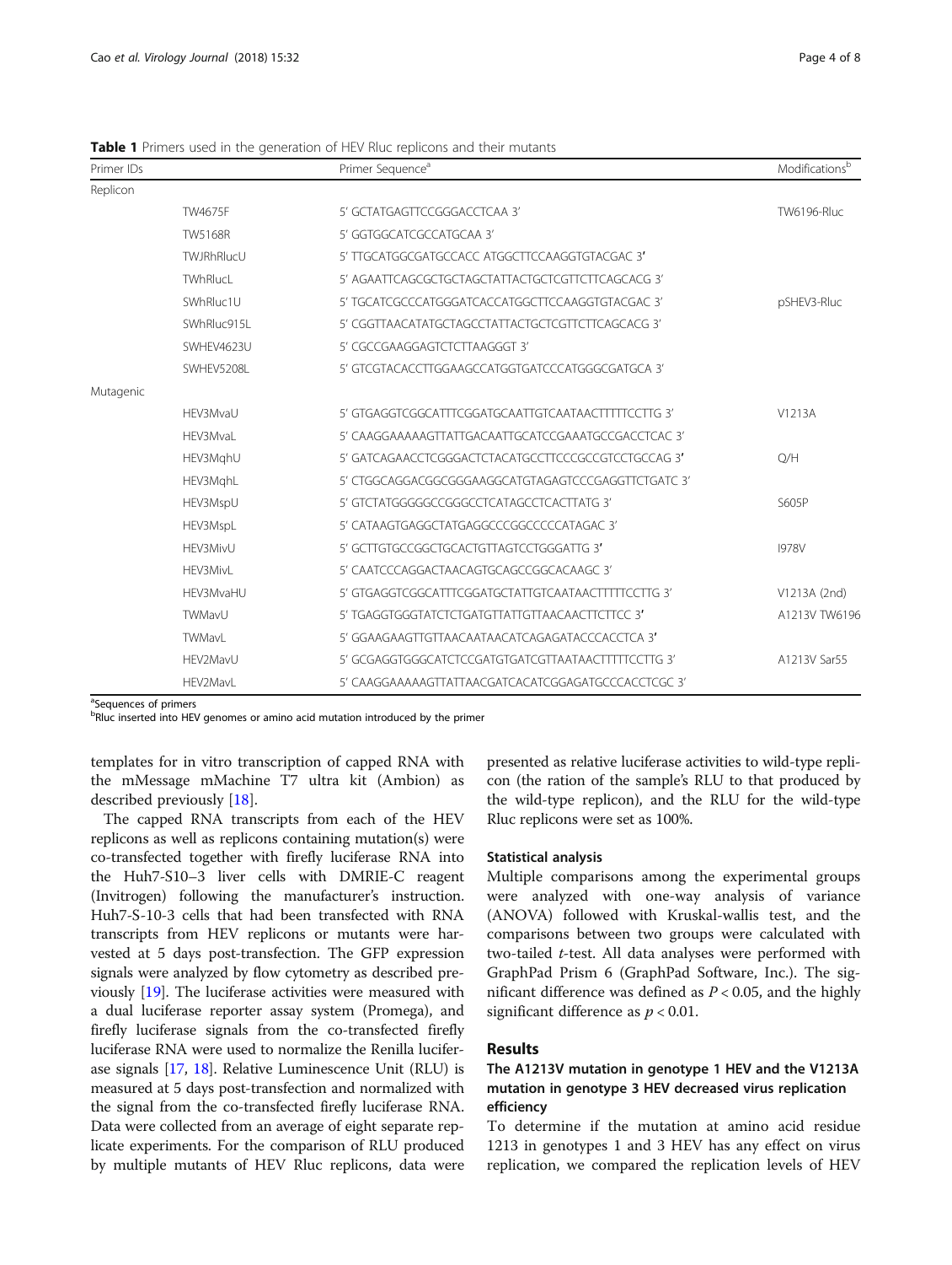**Table 1** Primers used in the generation of HEV Rluc replicons and their mutants

| Primer IDs | | Primer Sequence[a] | Modifications[b] |
|---|---|---|---|
| Replicon | | | |
| | TW4675F | 5′ GCTATGAGTTCCGGGACCTCAA 3′ | TW6196-Rluc |
| | TW5168R | 5′ GGTGGCATCGCCATGCAA 3′ | |
| | TWJRhRlucU | 5′ TTGCATGGCGATGCCACC ATGGCTTCCAAGGTGTACGAC 3′ | |
| | TWhRlucL | 5′ AGAATTCAGCGCTGCTAGCTATTACTGCTCGTTCTTCAGCACG 3′ | |
| | SWhRluc1U | 5′ TGCATCGCCCATGGGATCACCATGGCTTCCAAGGTGTACGAC 3′ | pSHEV3-Rluc |
| | SWhRluc915L | 5′ CGGTTAACATATGCTAGCCTATTACTGCTCGTTCTTCAGCACG 3′ | |
| | SWHEV4623U | 5′ CGCCGAAGGAGTCTCTTAAGGGT 3′ | |
| | SWHEV5208L | 5′ GTCGTACACCTTGGAAGCCATGGTGATCCCATGGGCGATGCA 3′ | |
| Mutagenic | | | |
| | HEV3MvaU | 5′ GTGAGGTCGGCATTTCGGATGCAATTGTCAATAACTTTTTCCTTG 3′ | V1213A |
| | HEV3MvaL | 5′ CAAGGAAAAAGTTATTGACAATTGCATCCGAAATGCCGACCTCAC 3′ | |
| | HEV3MqhU | 5′ GATCAGAACCTCGGGACTCTACATGCCTTCCCGCCGTCCTGCCAG 3′ | Q/H |
| | HEV3MqhL | 5′ CTGGCAGGACGGCGGGAAGGCATGTAGAGTCCCGAGGTTCTGATC 3′ | |
| | HEV3MspU | 5′ GTCTATGGGGGCCGGGCCTCATAGCCTCACTTATG 3′ | S605P |
| | HEV3MspL | 5′ CATAAGTGAGGCTATGAGGCCCGGCCCCCATAGAC 3′ | |
| | HEV3MivU | 5′ GCTTGTGCCGGCTGCACTGTTAGTCCTGGGATTG 3′ | I978V |
| | HEV3MivL | 5′ CAATCCCAGGACTAACAGTGCAGCCGGCACAAGC 3′ | |
| | HEV3MvaHU | 5′ GTGAGGTCGGCATTTCGGATGCTATTGTCAATAACTTTTTCCTTG 3′ | V1213A (2nd) |
| | TWMavU | 5′ TGAGGTGGGTATCTCTGATGTTATTGTTAACAACTTCTTCC 3′ | A1213V TW6196 |
| | TWMavL | 5′ GGAAGAAGTTGTTAACAATAACATCAGAGATACCCACCTCA 3′ | |
| | HEV2MavU | 5′ GCGAGGTGGGCATCTCCGATGTGATCGTTAATAACTTTTTCCTTG 3′ | A1213V Sar55 |
| | HEV2MavL | 5′ CAAGGAAAAAGTTATTAACGATCACATCGGAGATGCCCACCTCGC 3′ | |

[a]Sequences of primers
[b]Rluc inserted into HEV genomes or amino acid mutation introduced by the primer

templates for in vitro transcription of capped RNA with the mMessage mMachine T7 ultra kit (Ambion) as described previously [18].

The capped RNA transcripts from each of the HEV replicons as well as replicons containing mutation(s) were co-transfected together with firefly luciferase RNA into the Huh7-S10–3 liver cells with DMRIE-C reagent (Invitrogen) following the manufacturer's instruction. Huh7-S-10-3 cells that had been transfected with RNA transcripts from HEV replicons or mutants were harvested at 5 days post-transfection. The GFP expression signals were analyzed by flow cytometry as described previously [19]. The luciferase activities were measured with a dual luciferase reporter assay system (Promega), and firefly luciferase signals from the co-transfected firefly luciferase RNA were used to normalize the Renilla luciferase signals [17, 18]. Relative Luminescence Unit (RLU) is measured at 5 days post-transfection and normalized with the signal from the co-transfected firefly luciferase RNA. Data were collected from an average of eight separate replicate experiments. For the comparison of RLU produced by multiple mutants of HEV Rluc replicons, data were presented as relative luciferase activities to wild-type replicon (the ration of the sample's RLU to that produced by the wild-type replicon), and the RLU for the wild-type Rluc replicons were set as 100%.

### Statistical analysis

Multiple comparisons among the experimental groups were analyzed with one-way analysis of variance (ANOVA) followed with Kruskal-wallis test, and the comparisons between two groups were calculated with two-tailed *t*-test. All data analyses were performed with GraphPad Prism 6 (GraphPad Software, Inc.). The significant difference was defined as $P < 0.05$, and the highly significant difference as $p < 0.01$.

## Results

### The A1213V mutation in genotype 1 HEV and the V1213A mutation in genotype 3 HEV decreased virus replication efficiency

To determine if the mutation at amino acid residue 1213 in genotypes 1 and 3 HEV has any effect on virus replication, we compared the replication levels of HEV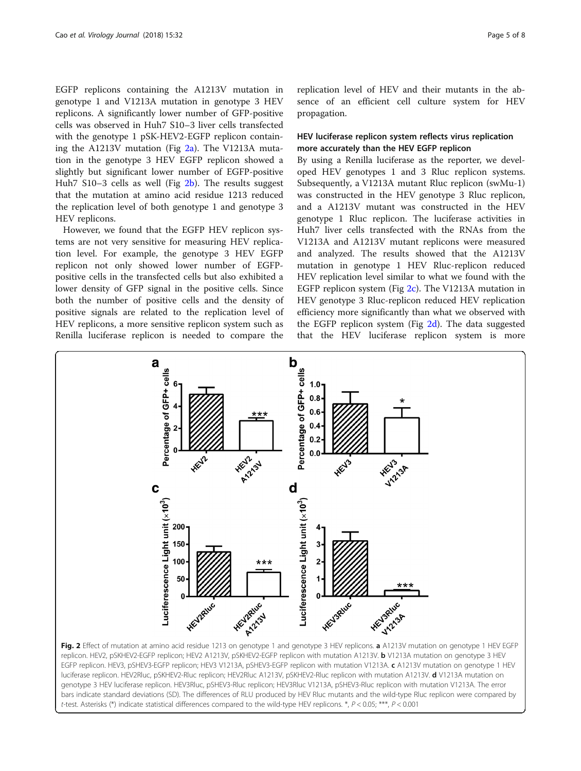EGFP replicons containing the A1213V mutation in genotype 1 and V1213A mutation in genotype 3 HEV replicons. A significantly lower number of GFP-positive cells was observed in Huh7 S10–3 liver cells transfected with the genotype 1 pSK-HEV2-EGFP replicon containing the A1213V mutation (Fig 2a). The V1213A mutation in the genotype 3 HEV EGFP replicon showed a slightly but significant lower number of EGFP-positive Huh7 S10–3 cells as well (Fig 2b). The results suggest that the mutation at amino acid residue 1213 reduced the replication level of both genotype 1 and genotype 3 HEV replicons.

However, we found that the EGFP HEV replicon systems are not very sensitive for measuring HEV replication level. For example, the genotype 3 HEV EGFP replicon not only showed lower number of EGFP-positive cells in the transfected cells but also exhibited a lower density of GFP signal in the positive cells. Since both the number of positive cells and the density of positive signals are related to the replication level of HEV replicons, a more sensitive replicon system such as Renilla luciferase replicon is needed to compare the replication level of HEV and their mutants in the absence of an efficient cell culture system for HEV propagation.

### HEV luciferase replicon system reflects virus replication more accurately than the HEV EGFP replicon

By using a Renilla luciferase as the reporter, we developed HEV genotypes 1 and 3 Rluc replicon systems. Subsequently, a V1213A mutant Rluc replicon (swMu-1) was constructed in the HEV genotype 3 Rluc replicon, and a A1213V mutant was constructed in the HEV genotype 1 Rluc replicon. The luciferase activities in Huh7 liver cells transfected with the RNAs from the V1213A and A1213V mutant replicons were measured and analyzed. The results showed that the A1213V mutation in genotype 1 HEV Rluc-replicon reduced HEV replication level similar to what we found with the EGFP replicon system (Fig 2c). The V1213A mutation in HEV genotype 3 Rluc-replicon reduced HEV replication efficiency more significantly than what we observed with the EGFP replicon system (Fig 2d). The data suggested that the HEV luciferase replicon system is more

**Fig. 2** Effect of mutation at amino acid residue 1213 on genotype 1 and genotype 3 HEV replicons. **a** A1213V mutation on genotype 1 HEV EGFP replicon. HEV2, pSKHEV2-EGFP replicon; HEV2 A1213V, pSKHEV2-EGFP replicon with mutation A1213V. **b** V1213A mutation on genotype 3 HEV EGFP replicon. HEV3, pSHEV3-EGFP replicon; HEV3 V1213A, pSHEV3-EGFP replicon with mutation V1213A. **c** A1213V mutation on genotype 1 HEV luciferase replicon. HEV2Rluc, pSKHEV2-Rluc replicon; HEV2Rluc A1213V, pSKHEV2-Rluc replicon with mutation A1213V. **d** V1213A mutation on genotype 3 HEV luciferase replicon. HEV3Rluc, pSHEV3-Rluc replicon; HEV3Rluc V1213A, pSHEV3-Rluc replicon with mutation V1213A. The error bars indicate standard deviations (SD). The differences of RLU produced by HEV Rluc mutants and the wild-type Rluc replicon were compared by *t*-test. Asterisks (*) indicate statistical differences compared to the wild-type HEV replicons. *, $P < 0.05$; ***, $P < 0.001$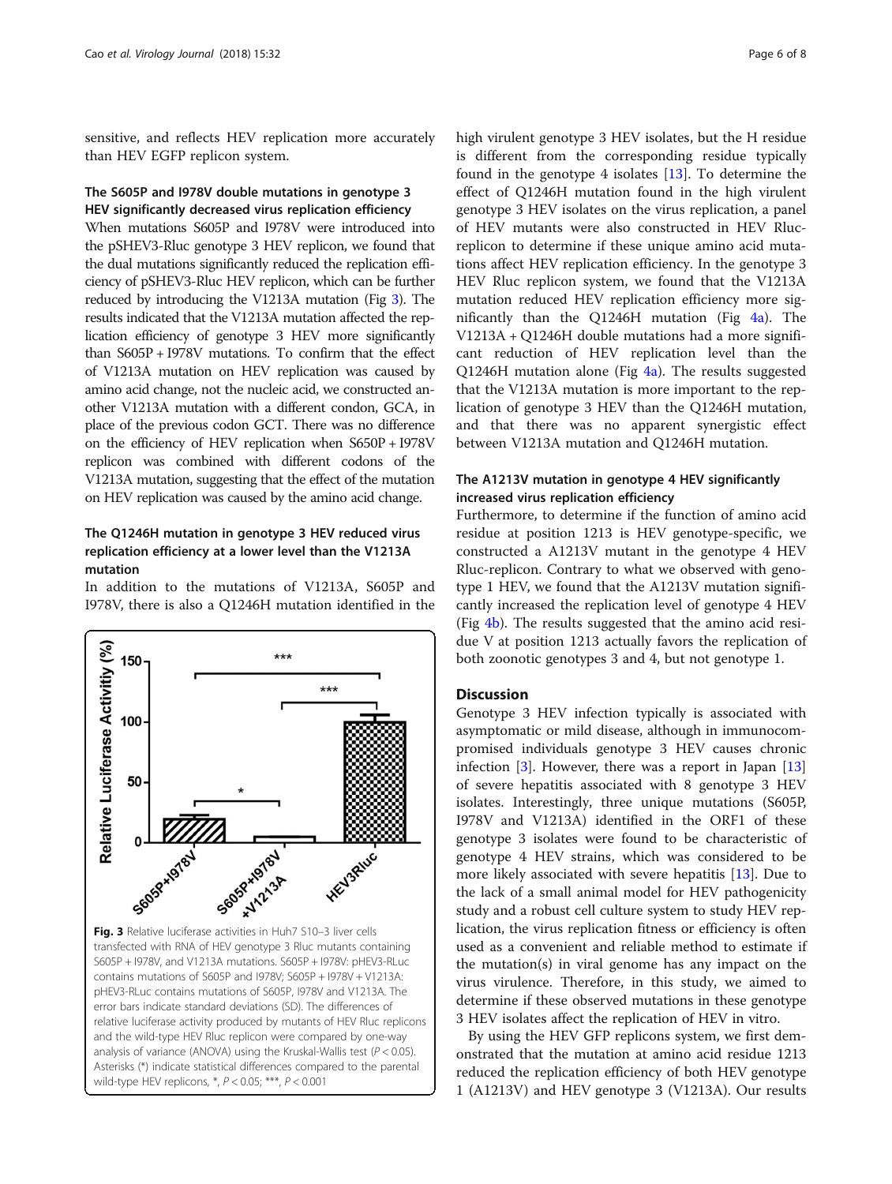sensitive, and reflects HEV replication more accurately than HEV EGFP replicon system.

### The S605P and I978V double mutations in genotype 3 HEV significantly decreased virus replication efficiency

When mutations S605P and I978V were introduced into the pSHEV3-Rluc genotype 3 HEV replicon, we found that the dual mutations significantly reduced the replication efficiency of pSHEV3-Rluc HEV replicon, which can be further reduced by introducing the V1213A mutation (Fig 3). The results indicated that the V1213A mutation affected the replication efficiency of genotype 3 HEV more significantly than S605P + I978V mutations. To confirm that the effect of V1213A mutation on HEV replication was caused by amino acid change, not the nucleic acid, we constructed another V1213A mutation with a different condon, GCA, in place of the previous codon GCT. There was no difference on the efficiency of HEV replication when S650P + I978V replicon was combined with different codons of the V1213A mutation, suggesting that the effect of the mutation on HEV replication was caused by the amino acid change.

### The Q1246H mutation in genotype 3 HEV reduced virus replication efficiency at a lower level than the V1213A mutation

In addition to the mutations of V1213A, S605P and I978V, there is also a Q1246H mutation identified in the high virulent genotype 3 HEV isolates, but the H residue is different from the corresponding residue typically found in the genotype 4 isolates [13]. To determine the effect of Q1246H mutation found in the high virulent genotype 3 HEV isolates on the virus replication, a panel of HEV mutants were also constructed in HEV Rluc-replicon to determine if these unique amino acid mutations affect HEV replication efficiency. In the genotype 3 HEV Rluc replicon system, we found that the V1213A mutation reduced HEV replication efficiency more significantly than the Q1246H mutation (Fig 4a). The V1213A + Q1246H double mutations had a more significant reduction of HEV replication level than the Q1246H mutation alone (Fig 4a). The results suggested that the V1213A mutation is more important to the replication of genotype 3 HEV than the Q1246H mutation, and that there was no apparent synergistic effect between V1213A mutation and Q1246H mutation.

Fig. 3 Relative luciferase activities in Huh7 S10–3 liver cells transfected with RNA of HEV genotype 3 Rluc mutants containing S605P + I978V, and V1213A mutations. S605P + I978V: pHEV3-RLuc contains mutations of S605P and I978V; S605P + I978V + V1213A: pHEV3-RLuc contains mutations of S605P, I978V and V1213A. The error bars indicate standard deviations (SD). The differences of relative luciferase activity produced by mutants of HEV Rluc replicons and the wild-type HEV Rluc replicon were compared by one-way analysis of variance (ANOVA) using the Kruskal-Wallis test ($P < 0.05$). Asterisks (*) indicate statistical differences compared to the parental wild-type HEV replicons, *, $P < 0.05$; ***, $P < 0.001$

### The A1213V mutation in genotype 4 HEV significantly increased virus replication efficiency

Furthermore, to determine if the function of amino acid residue at position 1213 is HEV genotype-specific, we constructed a A1213V mutant in the genotype 4 HEV Rluc-replicon. Contrary to what we observed with genotype 1 HEV, we found that the A1213V mutation significantly increased the replication level of genotype 4 HEV (Fig 4b). The results suggested that the amino acid residue V at position 1213 actually favors the replication of both zoonotic genotypes 3 and 4, but not genotype 1.

## Discussion

Genotype 3 HEV infection typically is associated with asymptomatic or mild disease, although in immunocompromised individuals genotype 3 HEV causes chronic infection [3]. However, there was a report in Japan [13] of severe hepatitis associated with 8 genotype 3 HEV isolates. Interestingly, three unique mutations (S605P, I978V and V1213A) identified in the ORF1 of these genotype 3 isolates were found to be characteristic of genotype 4 HEV strains, which was considered to be more likely associated with severe hepatitis [13]. Due to the lack of a small animal model for HEV pathogenicity study and a robust cell culture system to study HEV replication, the virus replication fitness or efficiency is often used as a convenient and reliable method to estimate if the mutation(s) in viral genome has any impact on the virus virulence. Therefore, in this study, we aimed to determine if these observed mutations in these genotype 3 HEV isolates affect the replication of HEV in vitro.

By using the HEV GFP replicons system, we first demonstrated that the mutation at amino acid residue 1213 reduced the replication efficiency of both HEV genotype 1 (A1213V) and HEV genotype 3 (V1213A). Our results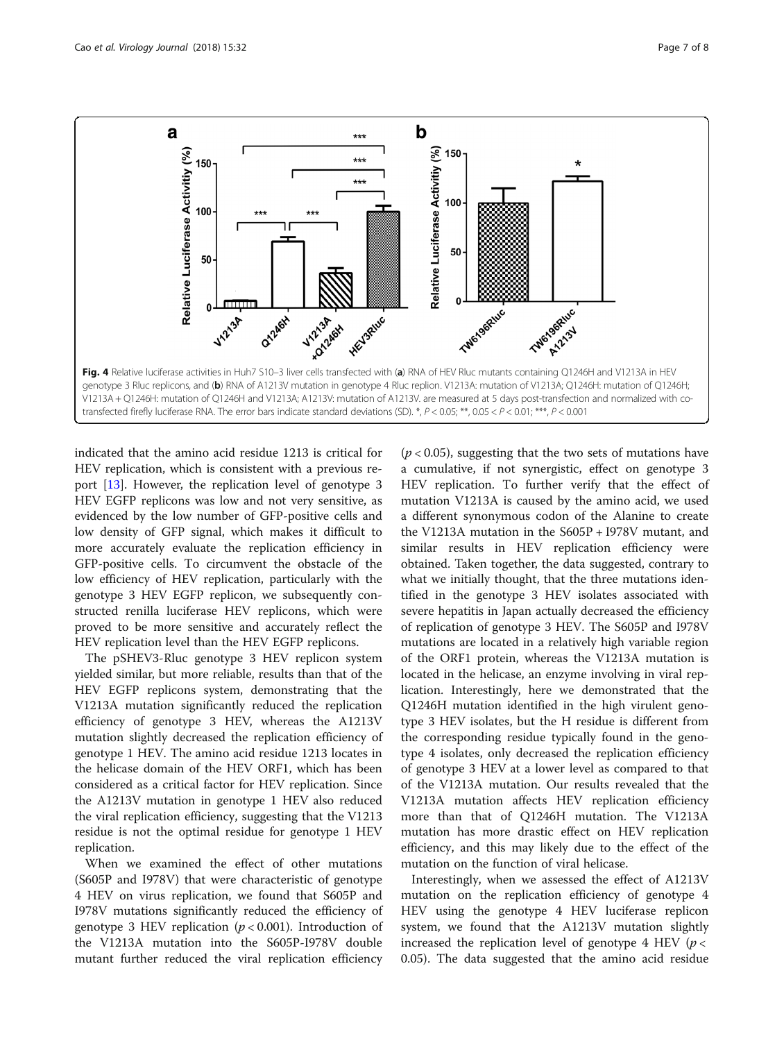Fig. 4 Relative luciferase activities in Huh7 S10–3 liver cells transfected with (**a**) RNA of HEV Rluc mutants containing Q1246H and V1213A in HEV genotype 3 Rluc replicons, and (**b**) RNA of A1213V mutation in genotype 4 Rluc replion. V1213A: mutation of V1213A; Q1246H: mutation of Q1246H; V1213A + Q1246H: mutation of Q1246H and V1213A; A1213V: mutation of A1213V. are measured at 5 days post-transfection and normalized with co-transfected firefly luciferase RNA. The error bars indicate standard deviations (SD). *, $P < 0.05$; **, $0.05 < P < 0.01$; ***, $P < 0.001$

indicated that the amino acid residue 1213 is critical for HEV replication, which is consistent with a previous report [13]. However, the replication level of genotype 3 HEV EGFP replicons was low and not very sensitive, as evidenced by the low number of GFP-positive cells and low density of GFP signal, which makes it difficult to more accurately evaluate the replication efficiency in GFP-positive cells. To circumvent the obstacle of the low efficiency of HEV replication, particularly with the genotype 3 HEV EGFP replicon, we subsequently constructed renilla luciferase HEV replicons, which were proved to be more sensitive and accurately reflect the HEV replication level than the HEV EGFP replicons.

The pSHEV3-Rluc genotype 3 HEV replicon system yielded similar, but more reliable, results than that of the HEV EGFP replicons system, demonstrating that the V1213A mutation significantly reduced the replication efficiency of genotype 3 HEV, whereas the A1213V mutation slightly decreased the replication efficiency of genotype 1 HEV. The amino acid residue 1213 locates in the helicase domain of the HEV ORF1, which has been considered as a critical factor for HEV replication. Since the A1213V mutation in genotype 1 HEV also reduced the viral replication efficiency, suggesting that the V1213 residue is not the optimal residue for genotype 1 HEV replication.

When we examined the effect of other mutations (S605P and I978V) that were characteristic of genotype 4 HEV on virus replication, we found that S605P and I978V mutations significantly reduced the efficiency of genotype 3 HEV replication ($p < 0.001$). Introduction of the V1213A mutation into the S605P-I978V double mutant further reduced the viral replication efficiency ($p < 0.05$), suggesting that the two sets of mutations have a cumulative, if not synergistic, effect on genotype 3 HEV replication. To further verify that the effect of mutation V1213A is caused by the amino acid, we used a different synonymous codon of the Alanine to create the V1213A mutation in the S605P + I978V mutant, and similar results in HEV replication efficiency were obtained. Taken together, the data suggested, contrary to what we initially thought, that the three mutations identified in the genotype 3 HEV isolates associated with severe hepatitis in Japan actually decreased the efficiency of replication of genotype 3 HEV. The S605P and I978V mutations are located in a relatively high variable region of the ORF1 protein, whereas the V1213A mutation is located in the helicase, an enzyme involving in viral replication. Interestingly, here we demonstrated that the Q1246H mutation identified in the high virulent genotype 3 HEV isolates, but the H residue is different from the corresponding residue typically found in the genotype 4 isolates, only decreased the replication efficiency of genotype 3 HEV at a lower level as compared to that of the V1213A mutation. Our results revealed that the V1213A mutation affects HEV replication efficiency more than that of Q1246H mutation. The V1213A mutation has more drastic effect on HEV replication efficiency, and this may likely due to the effect of the mutation on the function of viral helicase.

Interestingly, when we assessed the effect of A1213V mutation on the replication efficiency of genotype 4 HEV using the genotype 4 HEV luciferase replicon system, we found that the A1213V mutation slightly increased the replication level of genotype 4 HEV ($p < 0.05$). The data suggested that the amino acid residue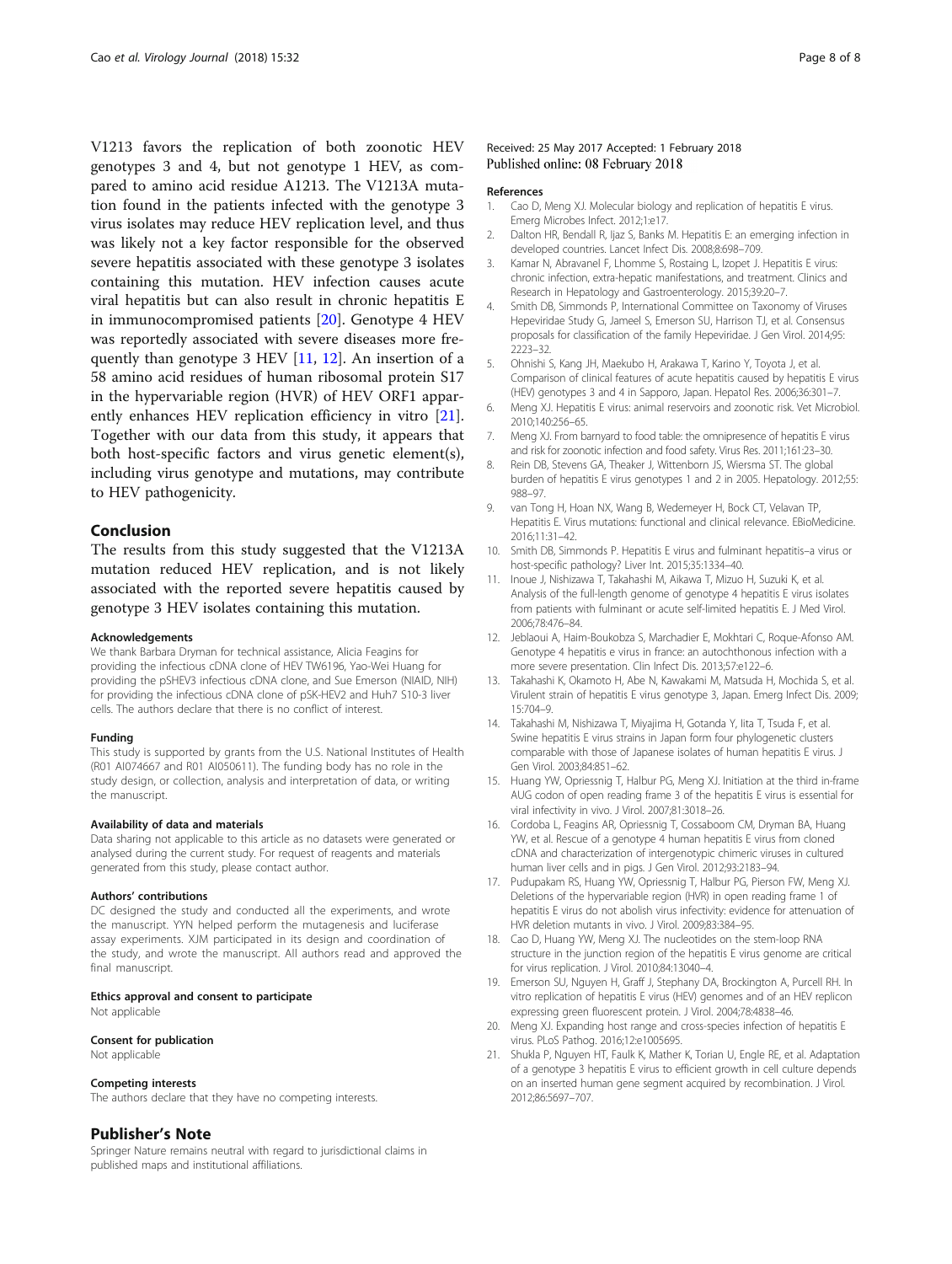V1213 favors the replication of both zoonotic HEV genotypes 3 and 4, but not genotype 1 HEV, as compared to amino acid residue A1213. The V1213A mutation found in the patients infected with the genotype 3 virus isolates may reduce HEV replication level, and thus was likely not a key factor responsible for the observed severe hepatitis associated with these genotype 3 isolates containing this mutation. HEV infection causes acute viral hepatitis but can also result in chronic hepatitis E in immunocompromised patients [20]. Genotype 4 HEV was reportedly associated with severe diseases more frequently than genotype 3 HEV [11, 12]. An insertion of a 58 amino acid residues of human ribosomal protein S17 in the hypervariable region (HVR) of HEV ORF1 apparently enhances HEV replication efficiency in vitro [21]. Together with our data from this study, it appears that both host-specific factors and virus genetic element(s), including virus genotype and mutations, may contribute to HEV pathogenicity.

## Conclusion

The results from this study suggested that the V1213A mutation reduced HEV replication, and is not likely associated with the reported severe hepatitis caused by genotype 3 HEV isolates containing this mutation.

#### Acknowledgements

We thank Barbara Dryman for technical assistance, Alicia Feagins for providing the infectious cDNA clone of HEV TW6196, Yao-Wei Huang for providing the pSHEV3 infectious cDNA clone, and Sue Emerson (NIAID, NIH) for providing the infectious cDNA clone of pSK-HEV2 and Huh7 S10-3 liver cells. The authors declare that there is no conflict of interest.

#### Funding

This study is supported by grants from the U.S. National Institutes of Health (R01 AI074667 and R01 AI050611). The funding body has no role in the study design, or collection, analysis and interpretation of data, or writing the manuscript.

#### Availability of data and materials

Data sharing not applicable to this article as no datasets were generated or analysed during the current study. For request of reagents and materials generated from this study, please contact author.

#### Authors' contributions

DC designed the study and conducted all the experiments, and wrote the manuscript. YYN helped perform the mutagenesis and luciferase assay experiments. XJM participated in its design and coordination of the study, and wrote the manuscript. All authors read and approved the final manuscript.

#### Ethics approval and consent to participate

Not applicable

#### Consent for publication

Not applicable

#### Competing interests

The authors declare that they have no competing interests.

## Publisher's Note

Springer Nature remains neutral with regard to jurisdictional claims in published maps and institutional affiliations.

Received: 25 May 2017 Accepted: 1 February 2018
Published online: 08 February 2018

#### References

1. Cao D, Meng XJ. Molecular biology and replication of hepatitis E virus. Emerg Microbes Infect. 2012;1:e17.
2. Dalton HR, Bendall R, Ijaz S, Banks M. Hepatitis E: an emerging infection in developed countries. Lancet Infect Dis. 2008;8:698–709.
3. Kamar N, Abravanel F, Lhomme S, Rostaing L, Izopet J. Hepatitis E virus: chronic infection, extra-hepatic manifestations, and treatment. Clinics and Research in Hepatology and Gastroenterology. 2015;39:20–7.
4. Smith DB, Simmonds P, International Committee on Taxonomy of Viruses Hepeviridae Study G, Jameel S, Emerson SU, Harrison TJ, et al. Consensus proposals for classification of the family Hepeviridae. J Gen Virol. 2014;95:2223–32.
5. Ohnishi S, Kang JH, Maekubo H, Arakawa T, Karino Y, Toyota J, et al. Comparison of clinical features of acute hepatitis caused by hepatitis E virus (HEV) genotypes 3 and 4 in Sapporo, Japan. Hepatol Res. 2006;36:301–7.
6. Meng XJ. Hepatitis E virus: animal reservoirs and zoonotic risk. Vet Microbiol. 2010;140:256–65.
7. Meng XJ. From barnyard to food table: the omnipresence of hepatitis E virus and risk for zoonotic infection and food safety. Virus Res. 2011;161:23–30.
8. Rein DB, Stevens GA, Theaker J, Wittenborn JS, Wiersma ST. The global burden of hepatitis E virus genotypes 1 and 2 in 2005. Hepatology. 2012;55:988–97.
9. van Tong H, Hoan NX, Wang B, Wedemeyer H, Bock CT, Velavan TP, Hepatitis E. Virus mutations: functional and clinical relevance. EBioMedicine. 2016;11:31–42.
10. Smith DB, Simmonds P. Hepatitis E virus and fulminant hepatitis–a virus or host-specific pathology? Liver Int. 2015;35:1334–40.
11. Inoue J, Nishizawa T, Takahashi M, Aikawa T, Mizuo H, Suzuki K, et al. Analysis of the full-length genome of genotype 4 hepatitis E virus isolates from patients with fulminant or acute self-limited hepatitis E. J Med Virol. 2006;78:476–84.
12. Jeblaoui A, Haim-Boukobza S, Marchadier E, Mokhtari C, Roque-Afonso AM. Genotype 4 hepatitis e virus in france: an autochthonous infection with a more severe presentation. Clin Infect Dis. 2013;57:e122–6.
13. Takahashi K, Okamoto H, Abe N, Kawakami M, Matsuda H, Mochida S, et al. Virulent strain of hepatitis E virus genotype 3, Japan. Emerg Infect Dis. 2009;15:704–9.
14. Takahashi M, Nishizawa T, Miyajima H, Gotanda Y, Iita T, Tsuda F, et al. Swine hepatitis E virus strains in Japan form four phylogenetic clusters comparable with those of Japanese isolates of human hepatitis E virus. J Gen Virol. 2003;84:851–62.
15. Huang YW, Opriessnig T, Halbur PG, Meng XJ. Initiation at the third in-frame AUG codon of open reading frame 3 of the hepatitis E virus is essential for viral infectivity in vivo. J Virol. 2007;81:3018–26.
16. Cordoba L, Feagins AR, Opriessnig T, Cossaboom CM, Dryman BA, Huang YW, et al. Rescue of a genotype 4 human hepatitis E virus from cloned cDNA and characterization of intergenotypic chimeric viruses in cultured human liver cells and in pigs. J Gen Virol. 2012;93:2183–94.
17. Pudupakam RS, Huang YW, Opriessnig T, Halbur PG, Pierson FW, Meng XJ. Deletions of the hypervariable region (HVR) in open reading frame 1 of hepatitis E virus do not abolish virus infectivity: evidence for attenuation of HVR deletion mutants in vivo. J Virol. 2009;83:384–95.
18. Cao D, Huang YW, Meng XJ. The nucleotides on the stem-loop RNA structure in the junction region of the hepatitis E virus genome are critical for virus replication. J Virol. 2010;84:13040–4.
19. Emerson SU, Nguyen H, Graff J, Stephany DA, Brockington A, Purcell RH. In vitro replication of hepatitis E virus (HEV) genomes and of an HEV replicon expressing green fluorescent protein. J Virol. 2004;78:4838–46.
20. Meng XJ. Expanding host range and cross-species infection of hepatitis E virus. PLoS Pathog. 2016;12:e1005695.
21. Shukla P, Nguyen HT, Faulk K, Mather K, Torian U, Engle RE, et al. Adaptation of a genotype 3 hepatitis E virus to efficient growth in cell culture depends on an inserted human gene segment acquired by recombination. J Virol. 2012;86:5697–707.